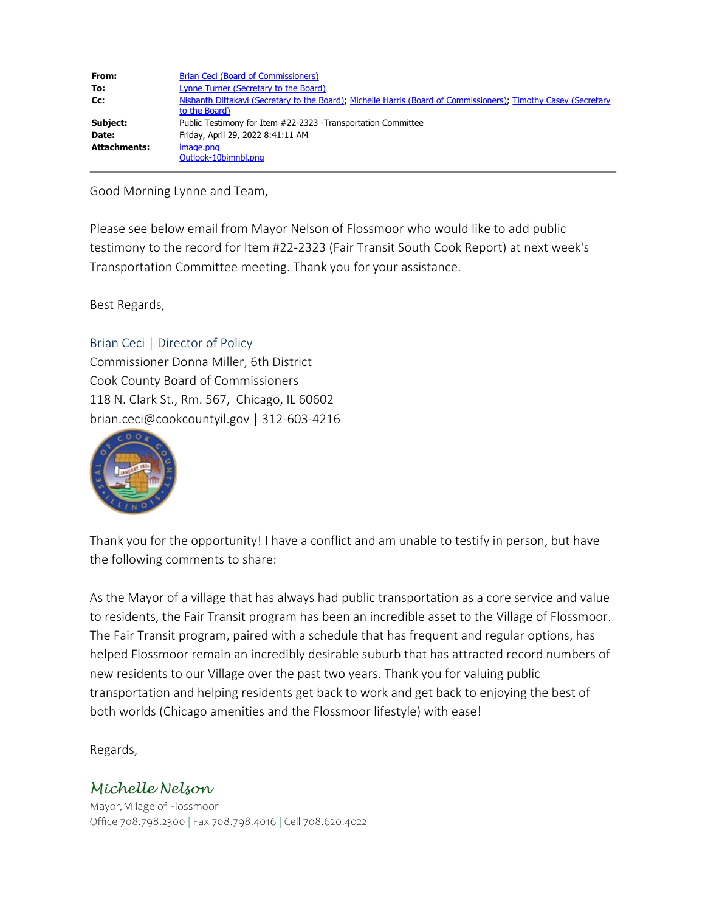| | |
|---|---|
| **From:** | Brian Ceci (Board of Commissioners) |
| **To:** | Lynne Turner (Secretary to the Board) |
| **Cc:** | Nishanth Dittakavi (Secretary to the Board); Michelle Harris (Board of Commissioners); Timothy Casey (Secretary to the Board) |
| **Subject:** | Public Testimony for Item #22-2323 -Transportation Committee |
| **Date:** | Friday, April 29, 2022 8:41:11 AM |
| **Attachments:** | image.png<br>Outlook-10bimnbl.png |

Good Morning Lynne and Team,

Please see below email from Mayor Nelson of Flossmoor who would like to add public testimony to the record for Item #22-2323 (Fair Transit South Cook Report) at next week's Transportation Committee meeting. Thank you for your assistance.

Best Regards,

Brian Ceci | Director of Policy
Commissioner Donna Miller, 6th District
Cook County Board of Commissioners
118 N. Clark St., Rm. 567, Chicago, IL 60602
brian.ceci@cookcountyil.gov | 312-603-4216

Thank you for the opportunity! I have a conflict and am unable to testify in person, but have the following comments to share:

As the Mayor of a village that has always had public transportation as a core service and value to residents, the Fair Transit program has been an incredible asset to the Village of Flossmoor. The Fair Transit program, paired with a schedule that has frequent and regular options, has helped Flossmoor remain an incredibly desirable suburb that has attracted record numbers of new residents to our Village over the past two years. Thank you for valuing public transportation and helping residents get back to work and get back to enjoying the best of both worlds (Chicago amenities and the Flossmoor lifestyle) with ease!

Regards,

*Michelle Nelson*
Mayor, Village of Flossmoor
Office 708.798.2300 | Fax 708.798.4016 | Cell 708.620.4022